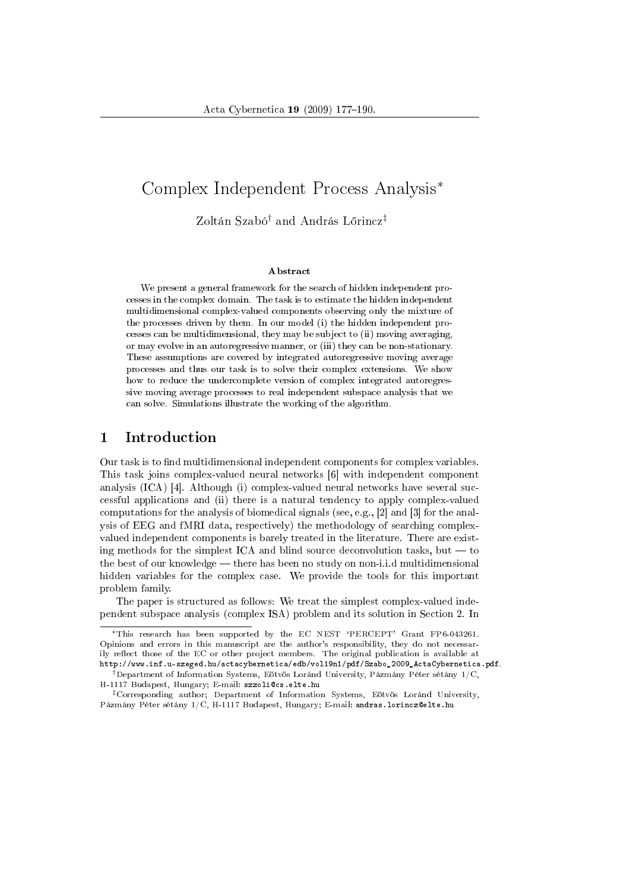# Complex Independent Process Analysis*

Zoltán Szabó† and András Lőrincz‡

**Abstract**

We present a general framework for the search of hidden independent processes in the complex domain. The task is to estimate the hidden independent multidimensional complex-valued components observing only the mixture of the processes driven by them. In our model (i) the hidden independent processes can be multidimensional, they may be subject to (ii) moving averaging, or may evolve in an autoregressive manner, or (iii) they can be non-stationary. These assumptions are covered by integrated autoregressive moving average processes and thus our task is to solve their complex extensions. We show how to reduce the undercomplete version of complex integrated autoregressive moving average processes to real independent subspace analysis that we can solve. Simulations illustrate the working of the algorithm.

## 1 Introduction

Our task is to find multidimensional independent components for complex variables. This task joins complex-valued neural networks [6] with independent component analysis (ICA) [4]. Although (i) complex-valued neural networks have several successful applications and (ii) there is a natural tendency to apply complex-valued computations for the analysis of biomedical signals (see, e.g., [2] and [3] for the analysis of EEG and fMRI data, respectively) the methodology of searching complex-valued independent components is barely treated in the literature. There are existing methods for the simplest ICA and blind source deconvolution tasks, but — to the best of our knowledge — there has been no study on non-i.i.d multidimensional hidden variables for the complex case. We provide the tools for this important problem family.

The paper is structured as follows: We treat the simplest complex-valued independent subspace analysis (complex ISA) problem and its solution in Section 2. In

---

*This research has been supported by the EC NEST 'PERCEPT' Grant FP6-043261. Opinions and errors in this manuscript are the author's responsibility, they do not necessarily reflect those of the EC or other project members. The original publication is available at http://www.inf.u-szeged.hu/actacybernetica/edb/vol19n1/pdf/Szabo_2009_ActaCybernetica.pdf.

†Department of Information Systems, Eötvös Loránd University, Pázmány Péter sétány 1/C, H-1117 Budapest, Hungary; E-mail: szzoli@cs.elte.hu

‡Corresponding author; Department of Information Systems, Eötvös Loránd University, Pázmány Péter sétány 1/C, H-1117 Budapest, Hungary; E-mail: andras.lorincz@elte.hu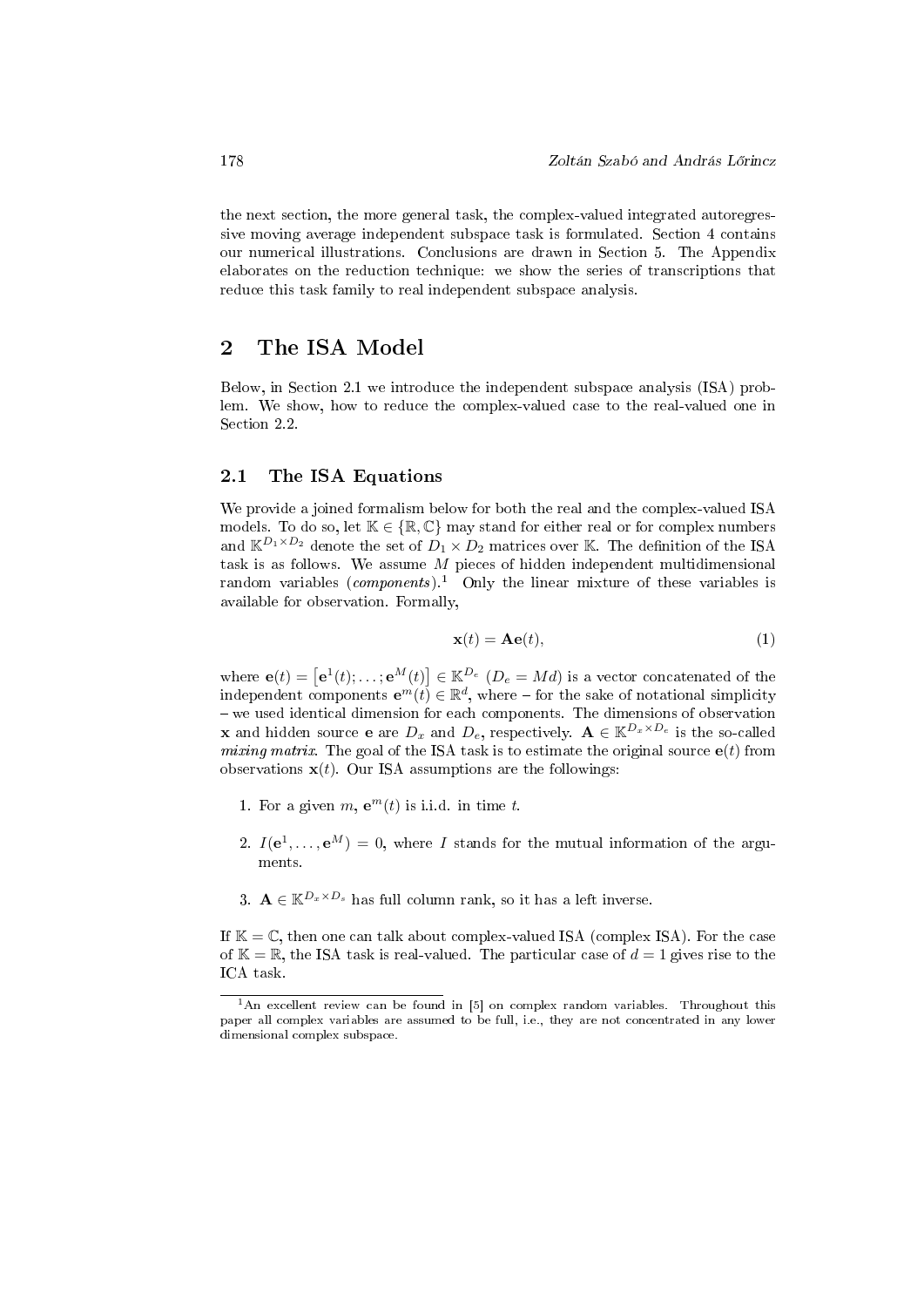the next section, the more general task, the complex-valued integrated autoregressive moving average independent subspace task is formulated. Section 4 contains our numerical illustrations. Conclusions are drawn in Section 5. The Appendix elaborates on the reduction technique: we show the series of transcriptions that reduce this task family to real independent subspace analysis.

## 2 The ISA Model

Below, in Section 2.1 we introduce the independent subspace analysis (ISA) problem. We show, how to reduce the complex-valued case to the real-valued one in Section 2.2.

### 2.1 The ISA Equations

We provide a joined formalism below for both the real and the complex-valued ISA models. To do so, let $\mathbb{K} \in \{\mathbb{R}, \mathbb{C}\}$ may stand for either real or for complex numbers and $\mathbb{K}^{D_1 \times D_2}$ denote the set of $D_1 \times D_2$ matrices over $\mathbb{K}$. The definition of the ISA task is as follows. We assume $M$ pieces of hidden independent multidimensional random variables (*components*).[1] Only the linear mixture of these variables is available for observation. Formally,

$$\mathbf{x}(t) = \mathbf{A}\mathbf{e}(t), \tag{1}$$

where $\mathbf{e}(t) = \left[\mathbf{e}^1(t); \ldots; \mathbf{e}^M(t)\right] \in \mathbb{K}^{D_e}$ ($D_e = Md$) is a vector concatenated of the independent components $\mathbf{e}^m(t) \in \mathbb{R}^d$, where – for the sake of notational simplicity – we used identical dimension for each components. The dimensions of observation $\mathbf{x}$ and hidden source $\mathbf{e}$ are $D_x$ and $D_e$, respectively. $\mathbf{A} \in \mathbb{K}^{D_x \times D_e}$ is the so-called *mixing matrix*. The goal of the ISA task is to estimate the original source $\mathbf{e}(t)$ from observations $\mathbf{x}(t)$. Our ISA assumptions are the followings:

1. For a given $m$, $\mathbf{e}^m(t)$ is i.i.d. in time $t$.
2. $I(\mathbf{e}^1, \ldots, \mathbf{e}^M) = 0$, where $I$ stands for the mutual information of the arguments.
3. $\mathbf{A} \in \mathbb{K}^{D_x \times D_s}$ has full column rank, so it has a left inverse.

If $\mathbb{K} = \mathbb{C}$, then one can talk about complex-valued ISA (complex ISA). For the case of $\mathbb{K} = \mathbb{R}$, the ISA task is real-valued. The particular case of $d = 1$ gives rise to the ICA task.

[1] An excellent review can be found in [5] on complex random variables. Throughout this paper all complex variables are assumed to be full, i.e., they are not concentrated in any lower dimensional complex subspace.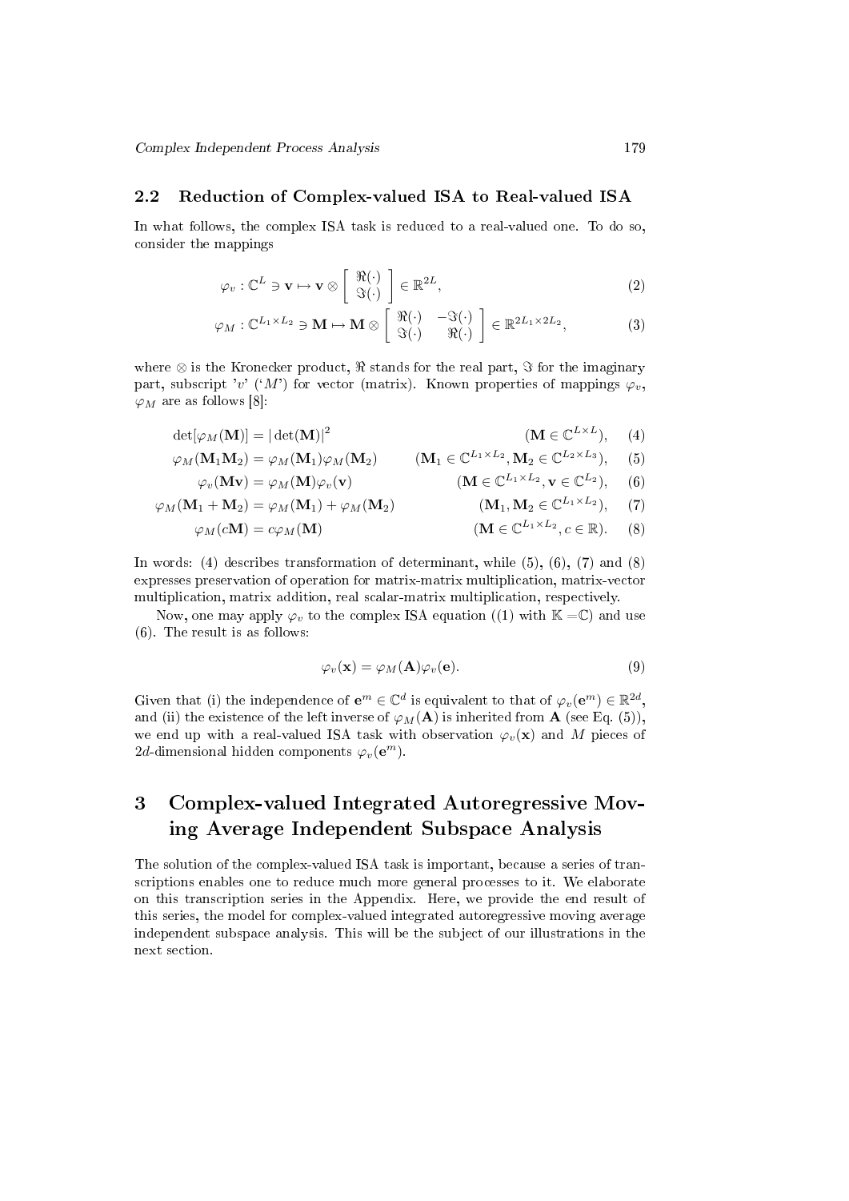### 2.2 Reduction of Complex-valued ISA to Real-valued ISA

In what follows, the complex ISA task is reduced to a real-valued one. To do so, consider the mappings

$$\varphi_v : \mathbb{C}^L \ni \mathbf{v} \mapsto \mathbf{v} \otimes \begin{bmatrix} \Re(\cdot) \\ \Im(\cdot) \end{bmatrix} \in \mathbb{R}^{2L}, \tag{2}$$

$$\varphi_M : \mathbb{C}^{L_1 \times L_2} \ni \mathbf{M} \mapsto \mathbf{M} \otimes \begin{bmatrix} \Re(\cdot) & -\Im(\cdot) \\ \Im(\cdot) & \Re(\cdot) \end{bmatrix} \in \mathbb{R}^{2L_1 \times 2L_2}, \tag{3}$$

where $\otimes$ is the Kronecker product, $\Re$ stands for the real part, $\Im$ for the imaginary part, subscript 'v' ('M') for vector (matrix). Known properties of mappings $\varphi_v$, $\varphi_M$ are as follows [8]:

$$\det[\varphi_M(\mathbf{M})] = |\det(\mathbf{M})|^2 \qquad (\mathbf{M} \in \mathbb{C}^{L \times L}), \tag{4}$$

$$\varphi_M(\mathbf{M}_1\mathbf{M}_2) = \varphi_M(\mathbf{M}_1)\varphi_M(\mathbf{M}_2) \qquad (\mathbf{M}_1 \in \mathbb{C}^{L_1 \times L_2}, \mathbf{M}_2 \in \mathbb{C}^{L_2 \times L_3}), \tag{5}$$

$$\varphi_v(\mathbf{M}\mathbf{v}) = \varphi_M(\mathbf{M})\varphi_v(\mathbf{v}) \qquad (\mathbf{M} \in \mathbb{C}^{L_1 \times L_2}, \mathbf{v} \in \mathbb{C}^{L_2}), \tag{6}$$

$$\varphi_M(\mathbf{M}_1 + \mathbf{M}_2) = \varphi_M(\mathbf{M}_1) + \varphi_M(\mathbf{M}_2) \qquad (\mathbf{M}_1, \mathbf{M}_2 \in \mathbb{C}^{L_1 \times L_2}), \tag{7}$$

$$\varphi_M(c\mathbf{M}) = c\varphi_M(\mathbf{M}) \qquad (\mathbf{M} \in \mathbb{C}^{L_1 \times L_2}, c \in \mathbb{R}). \tag{8}$$

In words: (4) describes transformation of determinant, while (5), (6), (7) and (8) expresses preservation of operation for matrix-matrix multiplication, matrix-vector multiplication, matrix addition, real scalar-matrix multiplication, respectively.

Now, one may apply $\varphi_v$ to the complex ISA equation ((1) with $\mathbb{K} = \mathbb{C}$) and use (6). The result is as follows:

$$\varphi_v(\mathbf{x}) = \varphi_M(\mathbf{A})\varphi_v(\mathbf{e}). \tag{9}$$

Given that (i) the independence of $\mathbf{e}^m \in \mathbb{C}^d$ is equivalent to that of $\varphi_v(\mathbf{e}^m) \in \mathbb{R}^{2d}$, and (ii) the existence of the left inverse of $\varphi_M(\mathbf{A})$ is inherited from $\mathbf{A}$ (see Eq. (5)), we end up with a real-valued ISA task with observation $\varphi_v(\mathbf{x})$ and $M$ pieces of $2d$-dimensional hidden components $\varphi_v(\mathbf{e}^m)$.

## 3 Complex-valued Integrated Autoregressive Moving Average Independent Subspace Analysis

The solution of the complex-valued ISA task is important, because a series of transcriptions enables one to reduce much more general processes to it. We elaborate on this transcription series in the Appendix. Here, we provide the end result of this series, the model for complex-valued integrated autoregressive moving average independent subspace analysis. This will be the subject of our illustrations in the next section.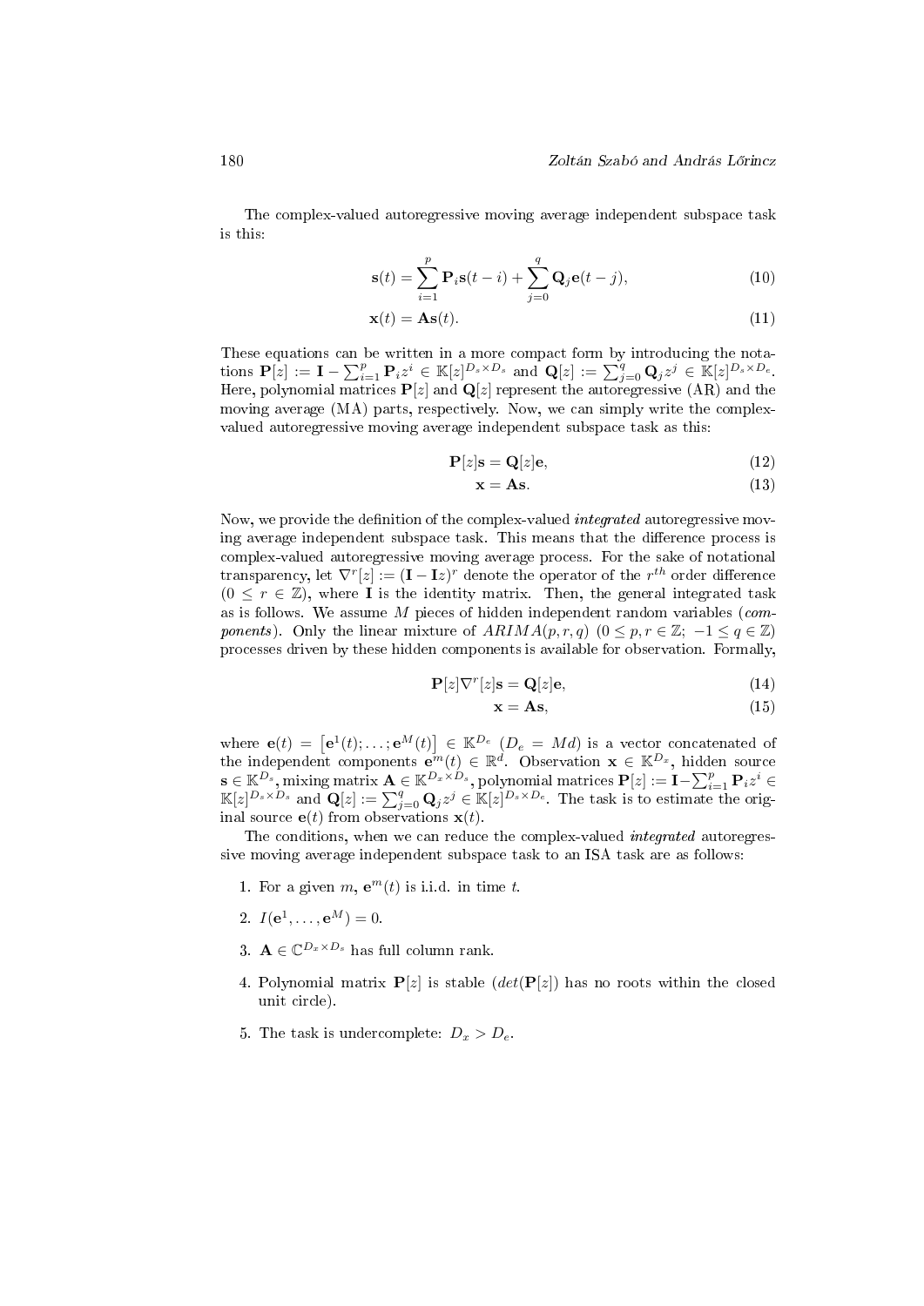The complex-valued autoregressive moving average independent subspace task is this:

$$\mathbf{s}(t) = \sum_{i=1}^{p} \mathbf{P}_i \mathbf{s}(t-i) + \sum_{j=0}^{q} \mathbf{Q}_j \mathbf{e}(t-j), \tag{10}$$

$$\mathbf{x}(t) = \mathbf{A}\mathbf{s}(t). \tag{11}$$

These equations can be written in a more compact form by introducing the notations $\mathbf{P}[z] := \mathbf{I} - \sum_{i=1}^{p} \mathbf{P}_i z^i \in \mathbb{K}[z]^{D_s \times D_s}$ and $\mathbf{Q}[z] := \sum_{j=0}^{q} \mathbf{Q}_j z^j \in \mathbb{K}[z]^{D_s \times D_e}$. Here, polynomial matrices $\mathbf{P}[z]$ and $\mathbf{Q}[z]$ represent the autoregressive (AR) and the moving average (MA) parts, respectively. Now, we can simply write the complex-valued autoregressive moving average independent subspace task as this:

$$\mathbf{P}[z]\mathbf{s} = \mathbf{Q}[z]\mathbf{e}, \tag{12}$$

$$\mathbf{x} = \mathbf{A}\mathbf{s}. \tag{13}$$

Now, we provide the definition of the complex-valued *integrated* autoregressive moving average independent subspace task. This means that the difference process is complex-valued autoregressive moving average process. For the sake of notational transparency, let $\nabla^r[z] := (\mathbf{I} - \mathbf{I}z)^r$ denote the operator of the $r^{th}$ order difference ($0 \le r \in \mathbb{Z}$), where $\mathbf{I}$ is the identity matrix. Then, the general integrated task as is follows. We assume $M$ pieces of hidden independent random variables (*components*). Only the linear mixture of $ARIMA(p, r, q)$ ($0 \le p, r \in \mathbb{Z};\ -1 \le q \in \mathbb{Z}$) processes driven by these hidden components is available for observation. Formally,

$$\mathbf{P}[z]\nabla^r[z]\mathbf{s} = \mathbf{Q}[z]\mathbf{e}, \tag{14}$$

$$\mathbf{x} = \mathbf{A}\mathbf{s}, \tag{15}$$

where $\mathbf{e}(t) = \left[\mathbf{e}^1(t); \ldots; \mathbf{e}^M(t)\right] \in \mathbb{K}^{D_e}$ ($D_e = Md$) is a vector concatenated of the independent components $\mathbf{e}^m(t) \in \mathbb{R}^d$. Observation $\mathbf{x} \in \mathbb{K}^{D_x}$, hidden source $\mathbf{s} \in \mathbb{K}^{D_s}$, mixing matrix $\mathbf{A} \in \mathbb{K}^{D_x \times D_s}$, polynomial matrices $\mathbf{P}[z] := \mathbf{I} - \sum_{i=1}^{p} \mathbf{P}_i z^i \in \mathbb{K}[z]^{D_s \times D_s}$ and $\mathbf{Q}[z] := \sum_{j=0}^{q} \mathbf{Q}_j z^j \in \mathbb{K}[z]^{D_s \times D_e}$. The task is to estimate the original source $\mathbf{e}(t)$ from observations $\mathbf{x}(t)$.

The conditions, when we can reduce the complex-valued *integrated* autoregressive moving average independent subspace task to an ISA task are as follows:

1. For a given $m$, $\mathbf{e}^m(t)$ is i.i.d. in time $t$.
2. $I(\mathbf{e}^1, \ldots, \mathbf{e}^M) = 0$.
3. $\mathbf{A} \in \mathbb{C}^{D_x \times D_s}$ has full column rank.
4. Polynomial matrix $\mathbf{P}[z]$ is stable ($det(\mathbf{P}[z])$ has no roots within the closed unit circle).
5. The task is undercomplete: $D_x > D_e$.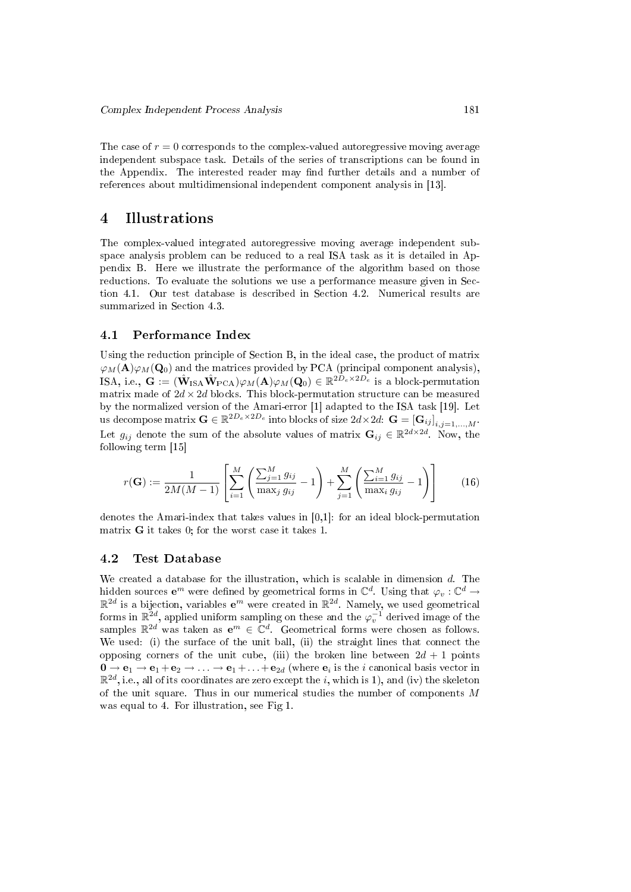The case of $r = 0$ corresponds to the complex-valued autoregressive moving average independent subspace task. Details of the series of transcriptions can be found in the Appendix. The interested reader may find further details and a number of references about multidimensional independent component analysis in [13].

# 4 Illustrations

The complex-valued integrated autoregressive moving average independent subspace analysis problem can be reduced to a real ISA task as it is detailed in Appendix B. Here we illustrate the performance of the algorithm based on those reductions. To evaluate the solutions we use a performance measure given in Section 4.1. Our test database is described in Section 4.2. Numerical results are summarized in Section 4.3.

## 4.1 Performance Index

Using the reduction principle of Section B, in the ideal case, the product of matrix $\varphi_M(\mathbf{A})\varphi_M(\mathbf{Q}_0)$ and the matrices provided by PCA (principal component analysis), ISA, i.e., $\mathbf{G} := (\hat{\mathbf{W}}_{\text{ISA}}\hat{\mathbf{W}}_{\text{PCA}})\varphi_M(\mathbf{A})\varphi_M(\mathbf{Q}_0) \in \mathbb{R}^{2D_e \times 2D_e}$ is a block-permutation matrix made of $2d \times 2d$ blocks. This block-permutation structure can be measured by the normalized version of the Amari-error [1] adapted to the ISA task [19]. Let us decompose matrix $\mathbf{G} \in \mathbb{R}^{2D_e \times 2D_e}$ into blocks of size $2d \times 2d$: $\mathbf{G} = [\mathbf{G}_{ij}]_{i,j=1,\ldots,M}$. Let $g_{ij}$ denote the sum of the absolute values of matrix $\mathbf{G}_{ij} \in \mathbb{R}^{2d \times 2d}$. Now, the following term [15]

$$r(\mathbf{G}) := \frac{1}{2M(M-1)}\left[\sum_{i=1}^{M}\left(\frac{\sum_{j=1}^{M} g_{ij}}{\max_j g_{ij}} - 1\right) + \sum_{j=1}^{M}\left(\frac{\sum_{i=1}^{M} g_{ij}}{\max_i g_{ij}} - 1\right)\right] \tag{16}$$

denotes the Amari-index that takes values in [0,1]: for an ideal block-permutation matrix $\mathbf{G}$ it takes 0; for the worst case it takes 1.

## 4.2 Test Database

We created a database for the illustration, which is scalable in dimension $d$. The hidden sources $\mathbf{e}^m$ were defined by geometrical forms in $\mathbb{C}^d$. Using that $\varphi_v : \mathbb{C}^d \to \mathbb{R}^{2d}$ is a bijection, variables $\mathbf{e}^m$ were created in $\mathbb{R}^{2d}$. Namely, we used geometrical forms in $\mathbb{R}^{2d}$, applied uniform sampling on these and the $\varphi_v^{-1}$ derived image of the samples $\mathbb{R}^{2d}$ was taken as $\mathbf{e}^m \in \mathbb{C}^d$. Geometrical forms were chosen as follows. We used: (i) the surface of the unit ball, (ii) the straight lines that connect the opposing corners of the unit cube, (iii) the broken line between $2d+1$ points $\mathbf{0} \to \mathbf{e}_1 \to \mathbf{e}_1 + \mathbf{e}_2 \to \ldots \to \mathbf{e}_1 + \ldots + \mathbf{e}_{2d}$ (where $\mathbf{e}_i$ is the $i$ canonical basis vector in $\mathbb{R}^{2d}$, i.e., all of its coordinates are zero except the $i$, which is 1), and (iv) the skeleton of the unit square. Thus in our numerical studies the number of components $M$ was equal to 4. For illustration, see Fig 1.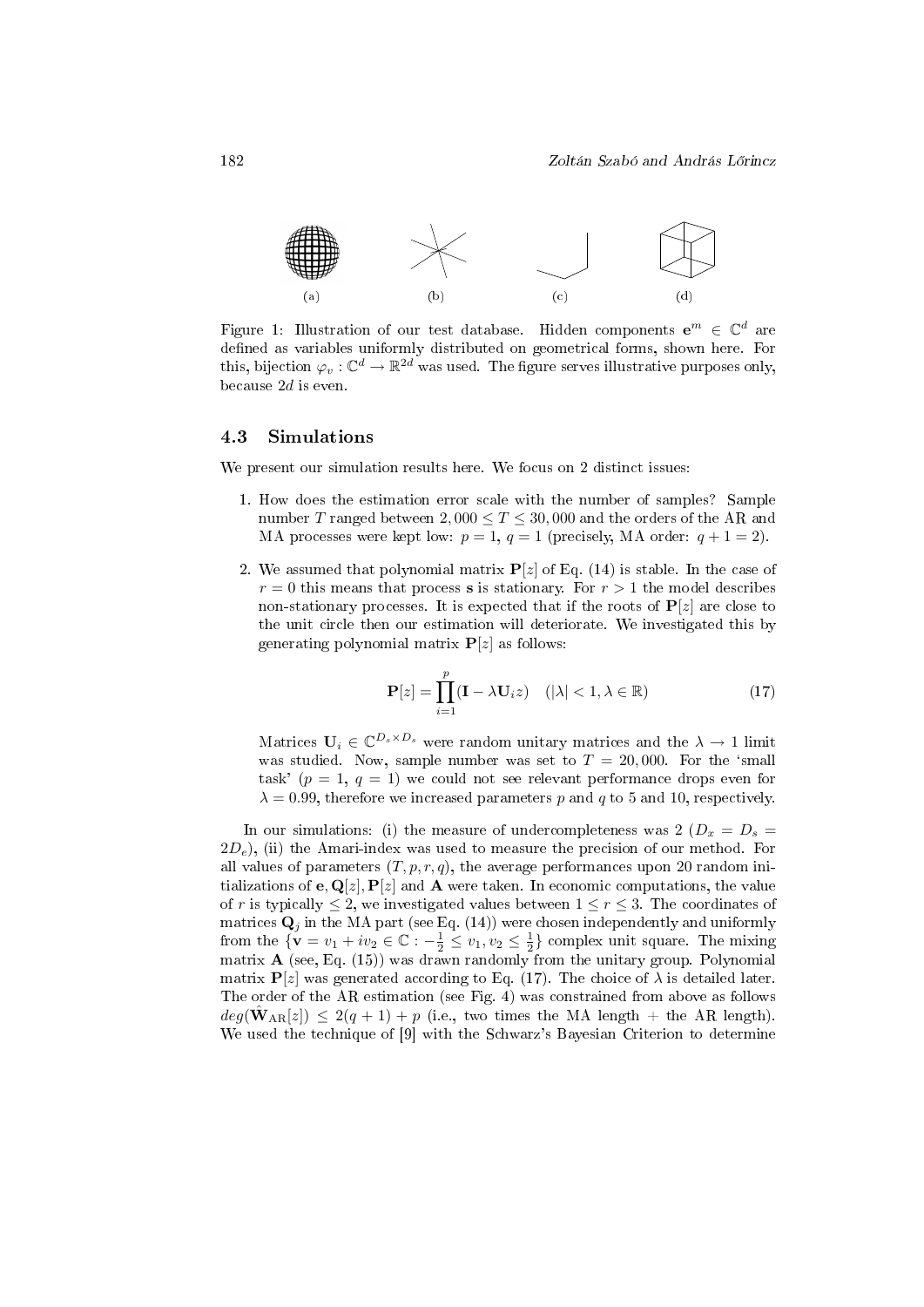(a) (b) (c) (d)

Figure 1: Illustration of our test database. Hidden components $\mathbf{e}^m \in \mathbb{C}^d$ are defined as variables uniformly distributed on geometrical forms, shown here. For this, bijection $\varphi_v : \mathbb{C}^d \to \mathbb{R}^{2d}$ was used. The figure serves illustrative purposes only, because $2d$ is even.

### 4.3 Simulations

We present our simulation results here. We focus on 2 distinct issues:

1. How does the estimation error scale with the number of samples? Sample number $T$ ranged between $2,000 \leq T \leq 30,000$ and the orders of the AR and MA processes were kept low: $p = 1$, $q = 1$ (precisely, MA order: $q + 1 = 2$).

2. We assumed that polynomial matrix $\mathbf{P}[z]$ of Eq. (14) is stable. In the case of $r = 0$ this means that process $\mathbf{s}$ is stationary. For $r > 1$ the model describes non-stationary processes. It is expected that if the roots of $\mathbf{P}[z]$ are close to the unit circle then our estimation will deteriorate. We investigated this by generating polynomial matrix $\mathbf{P}[z]$ as follows:

$$\mathbf{P}[z] = \prod_{i=1}^{p} (\mathbf{I} - \lambda \mathbf{U}_i z) \quad (|\lambda| < 1, \lambda \in \mathbb{R}) \tag{17}$$

   Matrices $\mathbf{U}_i \in \mathbb{C}^{D_s \times D_s}$ were random unitary matrices and the $\lambda \to 1$ limit was studied. Now, sample number was set to $T = 20,000$. For the 'small task' ($p = 1$, $q = 1$) we could not see relevant performance drops even for $\lambda = 0.99$, therefore we increased parameters $p$ and $q$ to 5 and 10, respectively.

In our simulations: (i) the measure of undercompleteness was 2 ($D_x = D_s = 2D_e$), (ii) the Amari-index was used to measure the precision of our method. For all values of parameters $(T, p, r, q)$, the average performances upon 20 random initializations of $\mathbf{e}, \mathbf{Q}[z], \mathbf{P}[z]$ and $\mathbf{A}$ were taken. In economic computations, the value of $r$ is typically $\leq 2$, we investigated values between $1 \leq r \leq 3$. The coordinates of matrices $\mathbf{Q}_j$ in the MA part (see Eq. (14)) were chosen independently and uniformly from the $\{\mathbf{v} = v_1 + iv_2 \in \mathbb{C} : -\frac{1}{2} \leq v_1, v_2 \leq \frac{1}{2}\}$ complex unit square. The mixing matrix $\mathbf{A}$ (see, Eq. (15)) was drawn randomly from the unitary group. Polynomial matrix $\mathbf{P}[z]$ was generated according to Eq. (17). The choice of $\lambda$ is detailed later. The order of the AR estimation (see Fig. 4) was constrained from above as follows $deg(\hat{\mathbf{W}}_{\text{AR}}[z]) \leq 2(q + 1) + p$ (i.e., two times the MA length + the AR length). We used the technique of [9] with the Schwarz's Bayesian Criterion to determine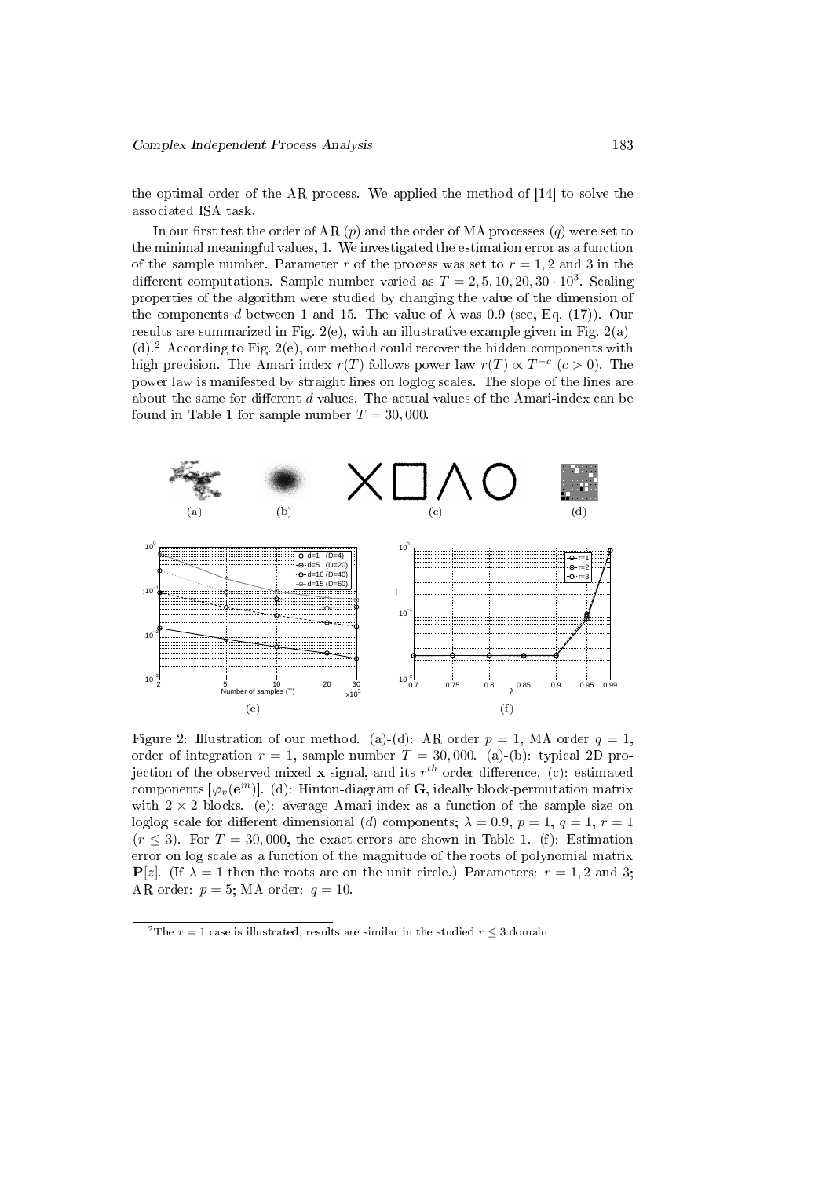the optimal order of the AR process. We applied the method of [14] to solve the associated ISA task.

In our first test the order of AR ($p$) and the order of MA processes ($q$) were set to the minimal meaningful values, 1. We investigated the estimation error as a function of the sample number. Parameter $r$ of the process was set to $r = 1, 2$ and 3 in the different computations. Sample number varied as $T = 2, 5, 10, 20, 30 \cdot 10^3$. Scaling properties of the algorithm were studied by changing the value of the dimension of the components $d$ between 1 and 15. The value of $\lambda$ was 0.9 (see, Eq. (17)). Our results are summarized in Fig. 2(e), with an illustrative example given in Fig. 2(a)-(d).[2] According to Fig. 2(e), our method could recover the hidden components with high precision. The Amari-index $r(T)$ follows power law $r(T) \propto T^{-c}$ $(c > 0)$. The power law is manifested by straight lines on loglog scales. The slope of the lines are about the same for different $d$ values. The actual values of the Amari-index can be found in Table 1 for sample number $T = 30,000$.

Figure 2: Illustration of our method. (a)-(d): AR order $p = 1$, MA order $q = 1$, order of integration $r = 1$, sample number $T = 30,000$. (a)-(b): typical 2D projection of the observed mixed $\mathbf{x}$ signal, and its $r^{th}$-order difference. (c): estimated components $[\varphi_v(\mathbf{e}^m)]$. (d): Hinton-diagram of $\mathbf{G}$, ideally block-permutation matrix with $2 \times 2$ blocks. (e): average Amari-index as a function of the sample size on loglog scale for different dimensional ($d$) components; $\lambda = 0.9$, $p = 1$, $q = 1$, $r = 1$ $(r \leq 3)$. For $T = 30,000$, the exact errors are shown in Table 1. (f): Estimation error on log scale as a function of the magnitude of the roots of polynomial matrix $\mathbf{P}[z]$. (If $\lambda = 1$ then the roots are on the unit circle.) Parameters: $r = 1, 2$ and 3; AR order: $p = 5$; MA order: $q = 10$.

[2] The $r = 1$ case is illustrated, results are similar in the studied $r \leq 3$ domain.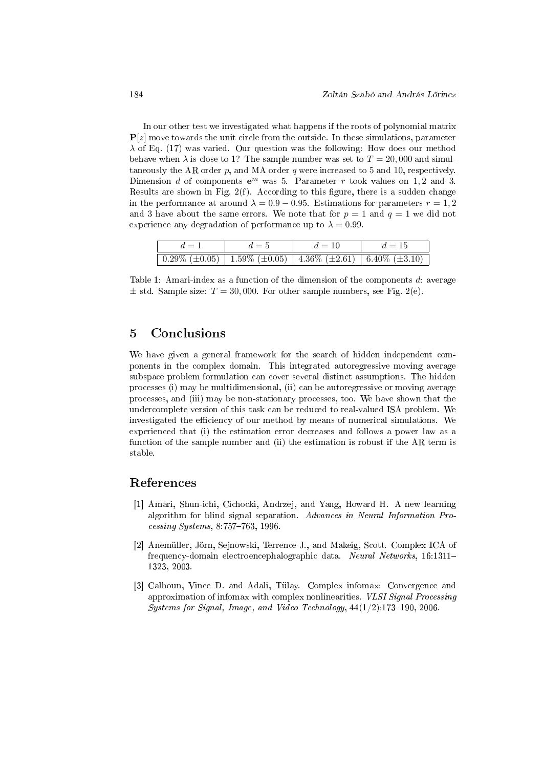In our other test we investigated what happens if the roots of polynomial matrix $\mathbf{P}[z]$ move towards the unit circle from the outside. In these simulations, parameter $\lambda$ of Eq. (17) was varied. Our question was the following: How does our method behave when $\lambda$ is close to 1? The sample number was set to $T = 20,000$ and simultaneously the AR order $p$, and MA order $q$ were increased to 5 and 10, respectively. Dimension $d$ of components $\mathbf{e}^m$ was 5. Parameter $r$ took values on $1, 2$ and 3. Results are shown in Fig. 2(f). According to this figure, there is a sudden change in the performance at around $\lambda = 0.9 - 0.95$. Estimations for parameters $r = 1, 2$ and 3 have about the same errors. We note that for $p = 1$ and $q = 1$ we did not experience any degradation of performance up to $\lambda = 0.99$.

| $d = 1$ | $d = 5$ | $d = 10$ | $d = 15$ |
|---|---|---|---|
| 0.29% ($\pm$0.05) | 1.59% ($\pm$0.05) | 4.36% ($\pm$2.61) | 6.40% ($\pm$3.10) |

Table 1: Amari-index as a function of the dimension of the components $d$: average $\pm$ std. Sample size: $T = 30,000$. For other sample numbers, see Fig. 2(e).

## 5 Conclusions

We have given a general framework for the search of hidden independent components in the complex domain. This integrated autoregressive moving average subspace problem formulation can cover several distinct assumptions. The hidden processes (i) may be multidimensional, (ii) can be autoregressive or moving average processes, and (iii) may be non-stationary processes, too. We have shown that the undercomplete version of this task can be reduced to real-valued ISA problem. We investigated the efficiency of our method by means of numerical simulations. We experienced that (i) the estimation error decreases and follows a power law as a function of the sample number and (ii) the estimation is robust if the AR term is stable.

## References

[1] Amari, Shun-ichi, Cichocki, Andrzej, and Yang, Howard H. A new learning algorithm for blind signal separation. *Advances in Neural Information Processing Systems*, 8:757–763, 1996.

[2] Anemüller, Jörn, Sejnowski, Terrence J., and Makeig, Scott. Complex ICA of frequency-domain electroencephalographic data. *Neural Networks*, 16:1311–1323, 2003.

[3] Calhoun, Vince D. and Adali, Tülay. Complex infomax: Convergence and approximation of infomax with complex nonlinearities. *VLSI Signal Processing Systems for Signal, Image, and Video Technology*, 44(1/2):173–190, 2006.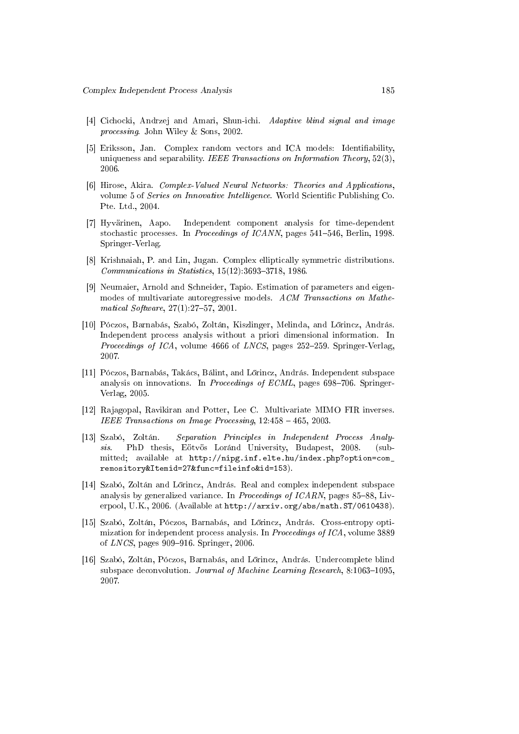[4] Cichocki, Andrzej and Amari, Shun-ichi. *Adaptive blind signal and image processing*. John Wiley & Sons, 2002.

[5] Eriksson, Jan. Complex random vectors and ICA models: Identifiability, uniqueness and separability. *IEEE Transactions on Information Theory*, 52(3), 2006.

[6] Hirose, Akira. *Complex-Valued Neural Networks: Theories and Applications*, volume 5 of *Series on Innovative Intelligence*. World Scientific Publishing Co. Pte. Ltd., 2004.

[7] Hyvärinen, Aapo. Independent component analysis for time-dependent stochastic processes. In *Proceedings of ICANN*, pages 541–546, Berlin, 1998. Springer-Verlag.

[8] Krishnaiah, P. and Lin, Jugan. Complex elliptically symmetric distributions. *Communications in Statistics*, 15(12):3693–3718, 1986.

[9] Neumaier, Arnold and Schneider, Tapio. Estimation of parameters and eigenmodes of multivariate autoregressive models. *ACM Transactions on Mathematical Software*, 27(1):27–57, 2001.

[10] Póczos, Barnabás, Szabó, Zoltán, Kiszlinger, Melinda, and Lőrincz, András. Independent process analysis without a priori dimensional information. In *Proceedings of ICA*, volume 4666 of *LNCS*, pages 252–259. Springer-Verlag, 2007.

[11] Póczos, Barnabás, Takács, Bálint, and Lőrincz, András. Independent subspace analysis on innovations. In *Proceedings of ECML*, pages 698–706. Springer-Verlag, 2005.

[12] Rajagopal, Ravikiran and Potter, Lee C. Multivariate MIMO FIR inverses. *IEEE Transactions on Image Processing*, 12:458 – 465, 2003.

[13] Szabó, Zoltán. *Separation Principles in Independent Process Analysis*. PhD thesis, Eötvös Loránd University, Budapest, 2008. (submitted; available at http://nipg.inf.elte.hu/index.php?option=com_remository&Itemid=27&func=fileinfo&id=153).

[14] Szabó, Zoltán and Lőrincz, András. Real and complex independent subspace analysis by generalized variance. In *Proceedings of ICARN*, pages 85–88, Liverpool, U.K., 2006. (Available at http://arxiv.org/abs/math.ST/0610438).

[15] Szabó, Zoltán, Póczos, Barnabás, and Lőrincz, András. Cross-entropy optimization for independent process analysis. In *Proceedings of ICA*, volume 3889 of *LNCS*, pages 909–916. Springer, 2006.

[16] Szabó, Zoltán, Póczos, Barnabás, and Lőrincz, András. Undercomplete blind subspace deconvolution. *Journal of Machine Learning Research*, 8:1063–1095, 2007.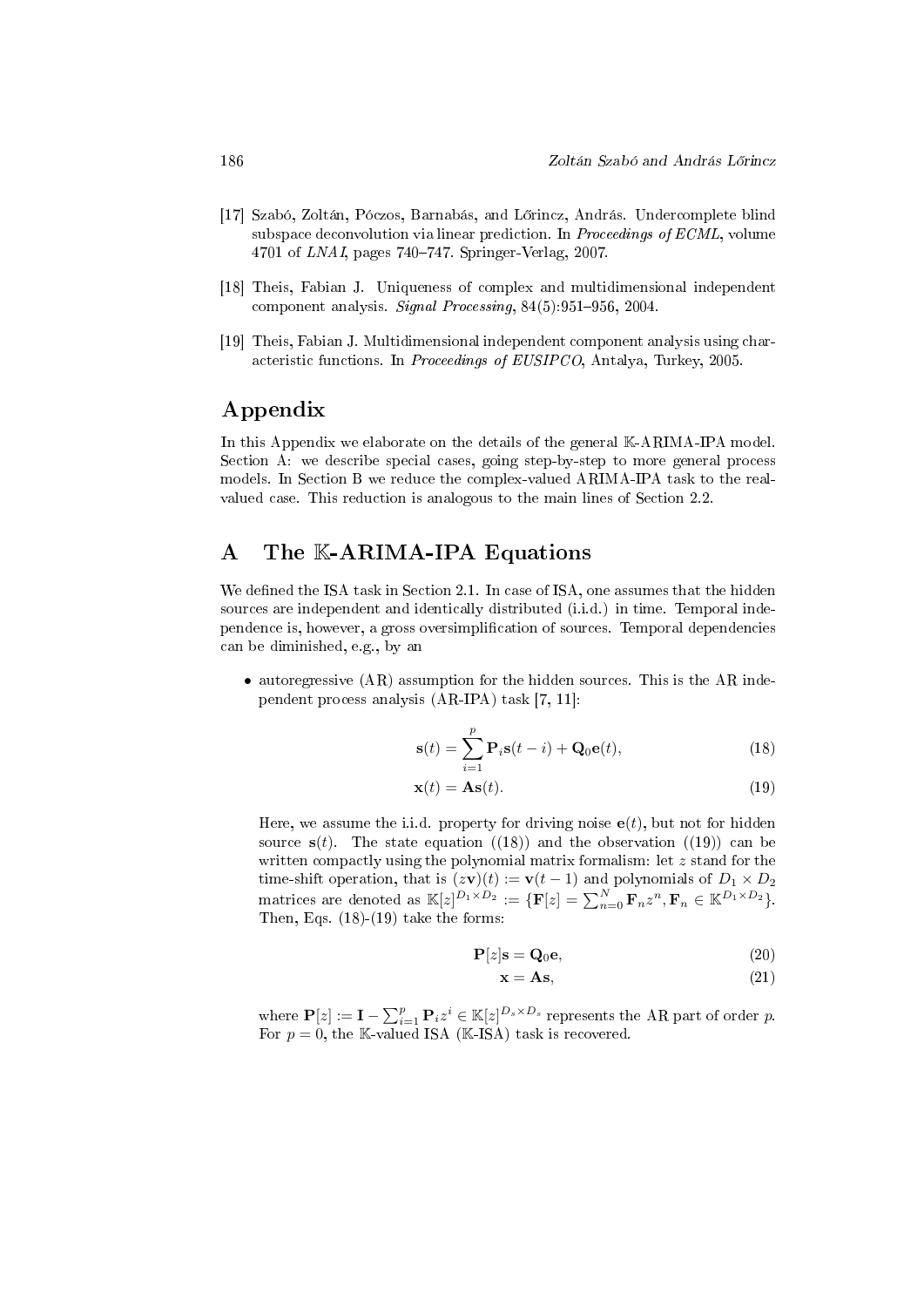[17] Szabó, Zoltán, Póczos, Barnabás, and Lőrincz, András. Undercomplete blind subspace deconvolution via linear prediction. In *Proceedings of ECML*, volume 4701 of *LNAI*, pages 740–747. Springer-Verlag, 2007.

[18] Theis, Fabian J. Uniqueness of complex and multidimensional independent component analysis. *Signal Processing*, 84(5):951–956, 2004.

[19] Theis, Fabian J. Multidimensional independent component analysis using characteristic functions. In *Proceedings of EUSIPCO*, Antalya, Turkey, 2005.

## Appendix

In this Appendix we elaborate on the details of the general $\mathbb{K}$-ARIMA-IPA model. Section A: we describe special cases, going step-by-step to more general process models. In Section B we reduce the complex-valued ARIMA-IPA task to the real-valued case. This reduction is analogous to the main lines of Section 2.2.

## A The $\mathbb{K}$-ARIMA-IPA Equations

We defined the ISA task in Section 2.1. In case of ISA, one assumes that the hidden sources are independent and identically distributed (i.i.d.) in time. Temporal independence is, however, a gross oversimplification of sources. Temporal dependencies can be diminished, e.g., by an

- autoregressive (AR) assumption for the hidden sources. This is the AR independent process analysis (AR-IPA) task [7, 11]:

$$\mathbf{s}(t) = \sum_{i=1}^{p} \mathbf{P}_i \mathbf{s}(t-i) + \mathbf{Q}_0 \mathbf{e}(t), \tag{18}$$

$$\mathbf{x}(t) = \mathbf{A}\mathbf{s}(t). \tag{19}$$

  Here, we assume the i.i.d. property for driving noise $\mathbf{e}(t)$, but not for hidden source $\mathbf{s}(t)$. The state equation ((18)) and the observation ((19)) can be written compactly using the polynomial matrix formalism: let $z$ stand for the time-shift operation, that is $(z\mathbf{v})(t) := \mathbf{v}(t-1)$ and polynomials of $D_1 \times D_2$ matrices are denoted as $\mathbb{K}[z]^{D_1 \times D_2} := \{\mathbf{F}[z] = \sum_{n=0}^{N} \mathbf{F}_n z^n, \mathbf{F}_n \in \mathbb{K}^{D_1 \times D_2}\}$. Then, Eqs. (18)-(19) take the forms:

$$\mathbf{P}[z]\mathbf{s} = \mathbf{Q}_0 \mathbf{e}, \tag{20}$$

$$\mathbf{x} = \mathbf{A}\mathbf{s}, \tag{21}$$

  where $\mathbf{P}[z] := \mathbf{I} - \sum_{i=1}^{p} \mathbf{P}_i z^i \in \mathbb{K}[z]^{D_s \times D_s}$ represents the AR part of order $p$. For $p = 0$, the $\mathbb{K}$-valued ISA ($\mathbb{K}$-ISA) task is recovered.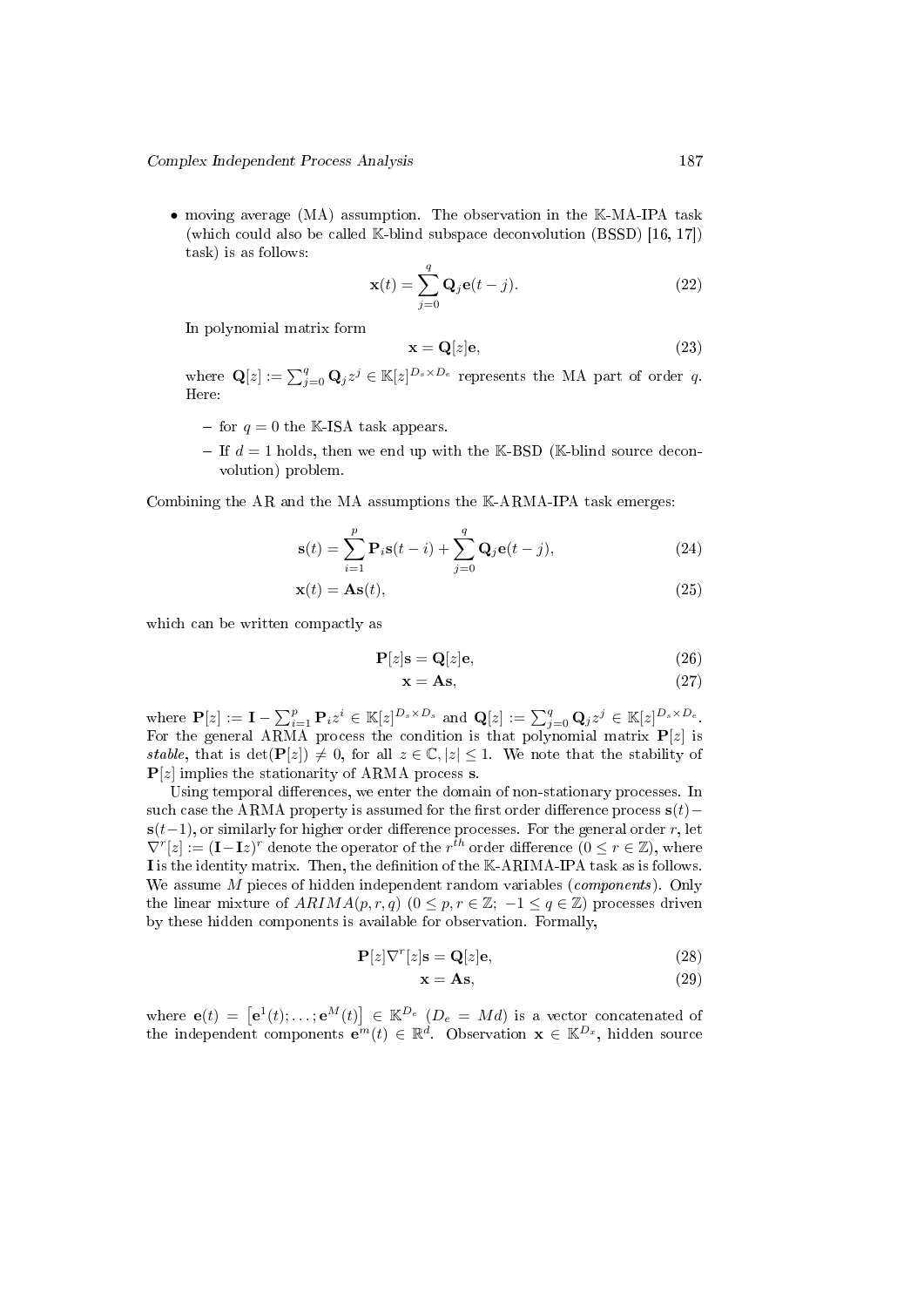- moving average (MA) assumption. The observation in the $\mathbb{K}$-MA-IPA task (which could also be called $\mathbb{K}$-blind subspace deconvolution (BSSD) [16, 17]) task) is as follows:

$$\mathbf{x}(t) = \sum_{j=0}^{q} \mathbf{Q}_j \mathbf{e}(t-j). \tag{22}$$

  In polynomial matrix form

$$\mathbf{x} = \mathbf{Q}[z]\mathbf{e}, \tag{23}$$

  where $\mathbf{Q}[z] := \sum_{j=0}^{q} \mathbf{Q}_j z^j \in \mathbb{K}[z]^{D_s \times D_e}$ represents the MA part of order $q$. Here:

  - for $q = 0$ the $\mathbb{K}$-ISA task appears.
  - If $d = 1$ holds, then we end up with the $\mathbb{K}$-BSD ($\mathbb{K}$-blind source deconvolution) problem.

Combining the AR and the MA assumptions the $\mathbb{K}$-ARMA-IPA task emerges:

$$\mathbf{s}(t) = \sum_{i=1}^{p} \mathbf{P}_i \mathbf{s}(t-i) + \sum_{j=0}^{q} \mathbf{Q}_j \mathbf{e}(t-j), \tag{24}$$

$$\mathbf{x}(t) = \mathbf{A}\mathbf{s}(t), \tag{25}$$

which can be written compactly as

$$\mathbf{P}[z]\mathbf{s} = \mathbf{Q}[z]\mathbf{e}, \tag{26}$$

$$\mathbf{x} = \mathbf{A}\mathbf{s}, \tag{27}$$

where $\mathbf{P}[z] := \mathbf{I} - \sum_{i=1}^{p} \mathbf{P}_i z^i \in \mathbb{K}[z]^{D_s \times D_s}$ and $\mathbf{Q}[z] := \sum_{j=0}^{q} \mathbf{Q}_j z^j \in \mathbb{K}[z]^{D_s \times D_e}$. For the general ARMA process the condition is that polynomial matrix $\mathbf{P}[z]$ is *stable*, that is $\det(\mathbf{P}[z]) \neq 0$, for all $z \in \mathbb{C}, |z| \leq 1$. We note that the stability of $\mathbf{P}[z]$ implies the stationarity of ARMA process $\mathbf{s}$.

Using temporal differences, we enter the domain of non-stationary processes. In such case the ARMA property is assumed for the first order difference process $\mathbf{s}(t) - \mathbf{s}(t-1)$, or similarly for higher order difference processes. For the general order $r$, let $\nabla^r[z] := (\mathbf{I} - \mathbf{I}z)^r$ denote the operator of the $r^{th}$ order difference $(0 \leq r \in \mathbb{Z})$, where $\mathbf{I}$ is the identity matrix. Then, the definition of the $\mathbb{K}$-ARIMA-IPA task as is follows. We assume $M$ pieces of hidden independent random variables (***components***). Only the linear mixture of $ARIMA(p, r, q)$ $(0 \leq p, r \in \mathbb{Z};\ -1 \leq q \in \mathbb{Z})$ processes driven by these hidden components is available for observation. Formally,

$$\mathbf{P}[z]\nabla^r[z]\mathbf{s} = \mathbf{Q}[z]\mathbf{e}, \tag{28}$$

$$\mathbf{x} = \mathbf{A}\mathbf{s}, \tag{29}$$

where $\mathbf{e}(t) = \left[\mathbf{e}^1(t); \ldots; \mathbf{e}^M(t)\right] \in \mathbb{K}^{D_e}$ $(D_e = Md)$ is a vector concatenated of the independent components $\mathbf{e}^m(t) \in \mathbb{R}^d$. Observation $\mathbf{x} \in \mathbb{K}^{D_x}$, hidden source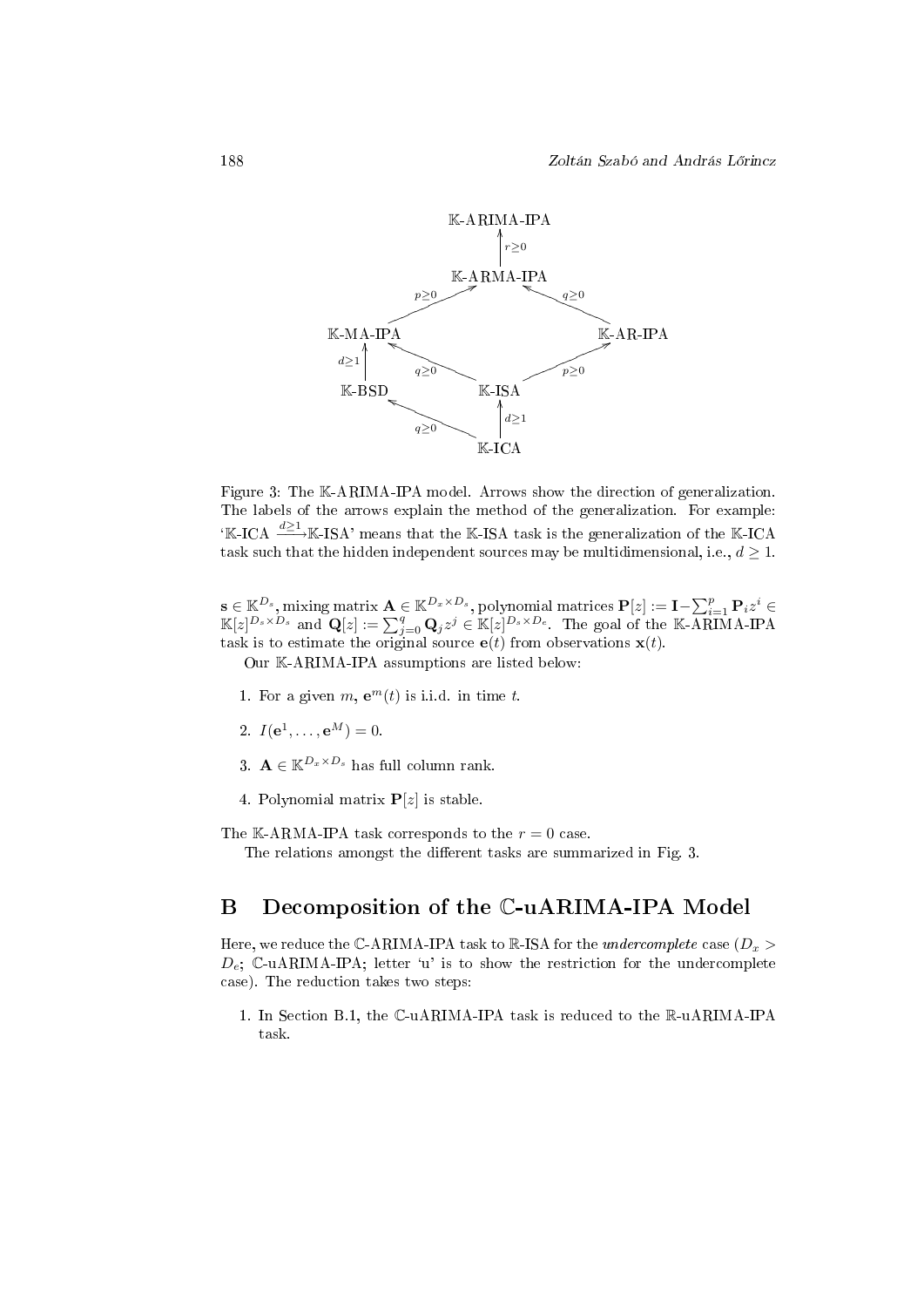Figure 3: The $\mathbb{K}$-ARIMA-IPA model. Arrows show the direction of generalization. The labels of the arrows explain the method of the generalization. For example: '$\mathbb{K}$-ICA $\xrightarrow{d\geq 1}$ $\mathbb{K}$-ISA' means that the $\mathbb{K}$-ISA task is the generalization of the $\mathbb{K}$-ICA task such that the hidden independent sources may be multidimensional, i.e., $d \geq 1$.

$\mathbf{s} \in \mathbb{K}^{D_s}$, mixing matrix $\mathbf{A} \in \mathbb{K}^{D_x \times D_s}$, polynomial matrices $\mathbf{P}[z] := \mathbf{I} - \sum_{i=1}^{p} \mathbf{P}_i z^i \in \mathbb{K}[z]^{D_s \times D_s}$ and $\mathbf{Q}[z] := \sum_{j=0}^{q} \mathbf{Q}_j z^j \in \mathbb{K}[z]^{D_s \times D_e}$. The goal of the $\mathbb{K}$-ARIMA-IPA task is to estimate the original source $\mathbf{e}(t)$ from observations $\mathbf{x}(t)$.

Our $\mathbb{K}$-ARIMA-IPA assumptions are listed below:

1. For a given $m$, $\mathbf{e}^m(t)$ is i.i.d. in time $t$.
2. $I(\mathbf{e}^1, \ldots, \mathbf{e}^M) = 0$.
3. $\mathbf{A} \in \mathbb{K}^{D_x \times D_s}$ has full column rank.
4. Polynomial matrix $\mathbf{P}[z]$ is stable.

The $\mathbb{K}$-ARMA-IPA task corresponds to the $r = 0$ case.

The relations amongst the different tasks are summarized in Fig. 3.

# B Decomposition of the $\mathbb{C}$-uARIMA-IPA Model

Here, we reduce the $\mathbb{C}$-ARIMA-IPA task to $\mathbb{R}$-ISA for the *undercomplete* case ($D_x > D_e$; $\mathbb{C}$-uARIMA-IPA; letter 'u' is to show the restriction for the undercomplete case). The reduction takes two steps:

1. In Section B.1, the $\mathbb{C}$-uARIMA-IPA task is reduced to the $\mathbb{R}$-uARIMA-IPA task.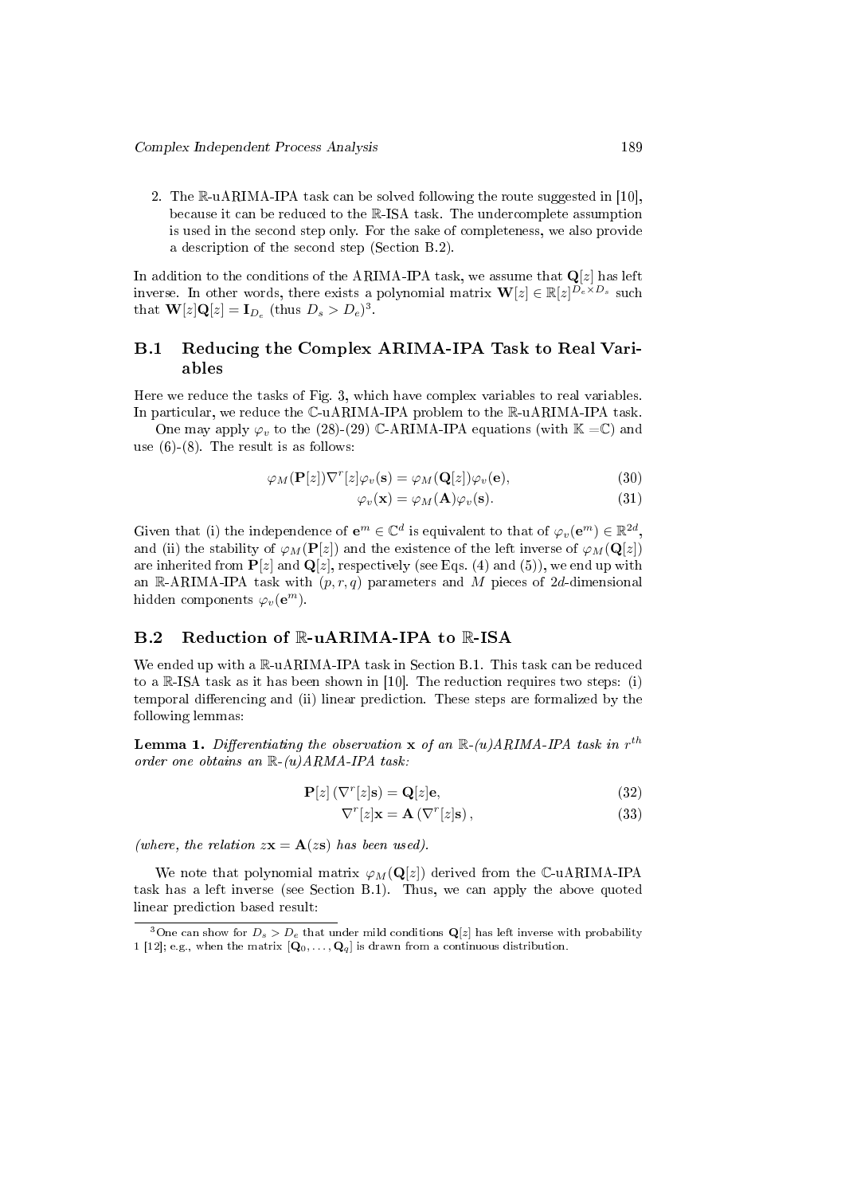2. The $\mathbb{R}$-uARIMA-IPA task can be solved following the route suggested in [10], because it can be reduced to the $\mathbb{R}$-ISA task. The undercomplete assumption is used in the second step only. For the sake of completeness, we also provide a description of the second step (Section B.2).

In addition to the conditions of the ARIMA-IPA task, we assume that $\mathbf{Q}[z]$ has left inverse. In other words, there exists a polynomial matrix $\mathbf{W}[z] \in \mathbb{R}[z]^{D_e \times D_s}$ such that $\mathbf{W}[z]\mathbf{Q}[z] = \mathbf{I}_{D_e}$ (thus $D_s > D_e$)[3].

## B.1 Reducing the Complex ARIMA-IPA Task to Real Variables

Here we reduce the tasks of Fig. 3, which have complex variables to real variables. In particular, we reduce the $\mathbb{C}$-uARIMA-IPA problem to the $\mathbb{R}$-uARIMA-IPA task.

One may apply $\varphi_v$ to the (28)-(29) $\mathbb{C}$-ARIMA-IPA equations (with $\mathbb{K} = \mathbb{C}$) and use (6)-(8). The result is as follows:

$$\varphi_M(\mathbf{P}[z])\nabla^r[z]\varphi_v(\mathbf{s}) = \varphi_M(\mathbf{Q}[z])\varphi_v(\mathbf{e}), \tag{30}$$

$$\varphi_v(\mathbf{x}) = \varphi_M(\mathbf{A})\varphi_v(\mathbf{s}). \tag{31}$$

Given that (i) the independence of $\mathbf{e}^m \in \mathbb{C}^d$ is equivalent to that of $\varphi_v(\mathbf{e}^m) \in \mathbb{R}^{2d}$, and (ii) the stability of $\varphi_M(\mathbf{P}[z])$ and the existence of the left inverse of $\varphi_M(\mathbf{Q}[z])$ are inherited from $\mathbf{P}[z]$ and $\mathbf{Q}[z]$, respectively (see Eqs. (4) and (5)), we end up with an $\mathbb{R}$-ARIMA-IPA task with $(p, r, q)$ parameters and $M$ pieces of $2d$-dimensional hidden components $\varphi_v(\mathbf{e}^m)$.

## B.2 Reduction of $\mathbb{R}$-uARIMA-IPA to $\mathbb{R}$-ISA

We ended up with a $\mathbb{R}$-uARIMA-IPA task in Section B.1. This task can be reduced to a $\mathbb{R}$-ISA task as it has been shown in [10]. The reduction requires two steps: (i) temporal differencing and (ii) linear prediction. These steps are formalized by the following lemmas:

**Lemma 1.** *Differentiating the observation $\mathbf{x}$ of an $\mathbb{R}$-(u)ARIMA-IPA task in $r^{th}$ order one obtains an $\mathbb{R}$-(u)ARMA-IPA task:*

$$\mathbf{P}[z]\left(\nabla^r[z]\mathbf{s}\right) = \mathbf{Q}[z]\mathbf{e}, \tag{32}$$

$$\nabla^r[z]\mathbf{x} = \mathbf{A}\left(\nabla^r[z]\mathbf{s}\right), \tag{33}$$

*(where, the relation $z\mathbf{x} = \mathbf{A}(z\mathbf{s})$ has been used).*

We note that polynomial matrix $\varphi_M(\mathbf{Q}[z])$ derived from the $\mathbb{C}$-uARIMA-IPA task has a left inverse (see Section B.1). Thus, we can apply the above quoted linear prediction based result:

[3] One can show for $D_s > D_e$ that under mild conditions $\mathbf{Q}[z]$ has left inverse with probability 1 [12]; e.g., when the matrix $[\mathbf{Q}_0, \ldots, \mathbf{Q}_q]$ is drawn from a continuous distribution.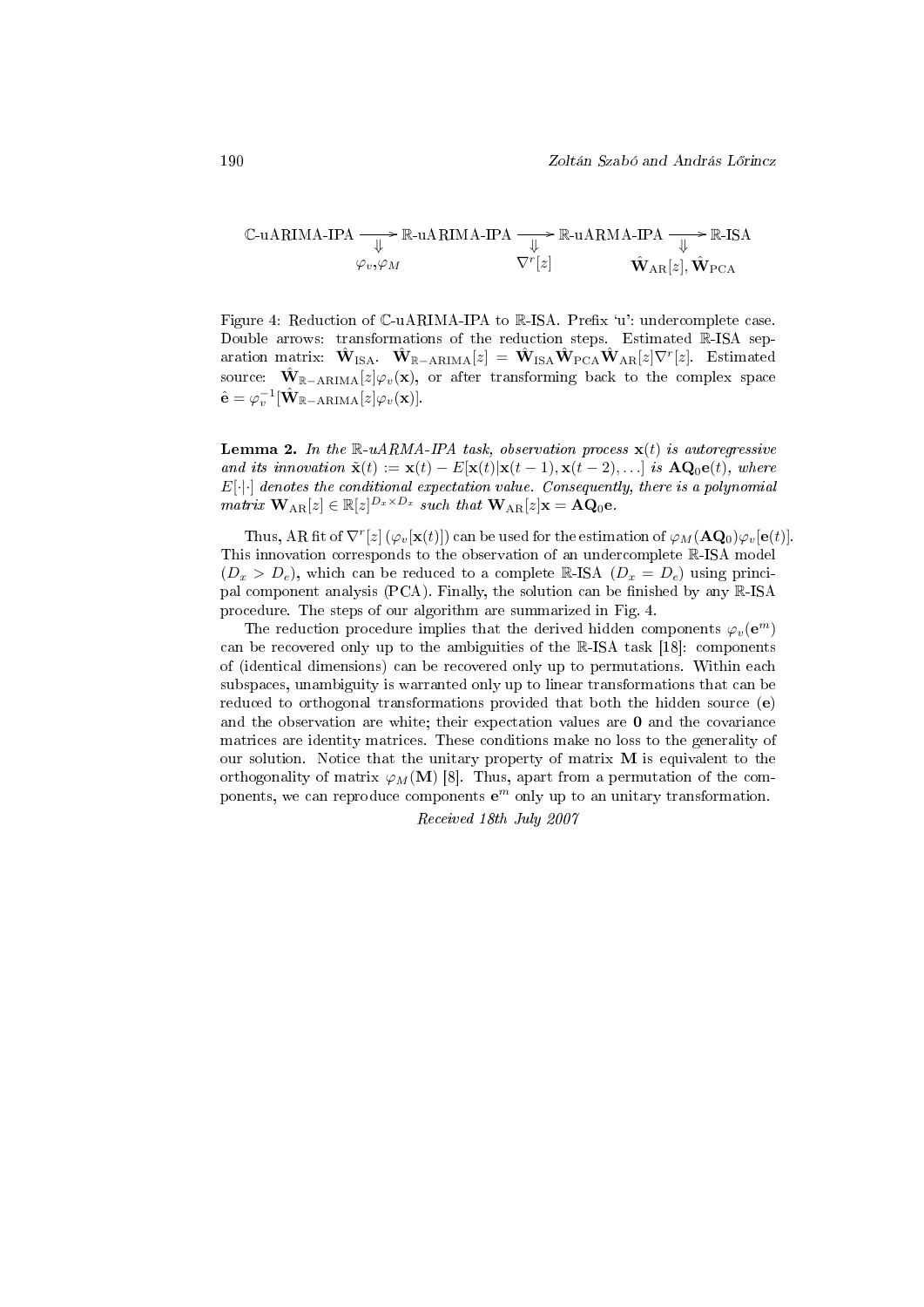$$\mathbb{C}\text{-uARIMA-IPA} \xrightarrow[\varphi_v,\varphi_M]{\Downarrow} \mathbb{R}\text{-uARIMA-IPA} \xrightarrow[\nabla^r[z]]{\Downarrow} \mathbb{R}\text{-uARMA-IPA} \xrightarrow[\hat{\mathbf{W}}_{\text{AR}}[z],\,\hat{\mathbf{W}}_{\text{PCA}}]{\Downarrow} \mathbb{R}\text{-ISA}$$

Figure 4: Reduction of $\mathbb{C}$-uARIMA-IPA to $\mathbb{R}$-ISA. Prefix 'u': undercomplete case. Double arrows: transformations of the reduction steps. Estimated $\mathbb{R}$-ISA separation matrix: $\hat{\mathbf{W}}_{\text{ISA}}$. $\hat{\mathbf{W}}_{\mathbb{R}-\text{ARIMA}}[z] = \hat{\mathbf{W}}_{\text{ISA}}\hat{\mathbf{W}}_{\text{PCA}}\hat{\mathbf{W}}_{\text{AR}}[z]\nabla^r[z]$. Estimated source: $\hat{\mathbf{W}}_{\mathbb{R}-\text{ARIMA}}[z]\varphi_v(\mathbf{x})$, or after transforming back to the complex space $\hat{\mathbf{e}} = \varphi_v^{-1}[\hat{\mathbf{W}}_{\mathbb{R}-\text{ARIMA}}[z]\varphi_v(\mathbf{x})]$.

**Lemma 2.** *In the $\mathbb{R}$-uARMA-IPA task, observation process $\mathbf{x}(t)$ is autoregressive and its innovation $\tilde{\mathbf{x}}(t) := \mathbf{x}(t) - E[\mathbf{x}(t)|\mathbf{x}(t-1), \mathbf{x}(t-2), \ldots]$ is $\mathbf{A}\mathbf{Q}_0\mathbf{e}(t)$, where $E[\cdot|\cdot]$ denotes the conditional expectation value. Consequently, there is a polynomial matrix $\mathbf{W}_{\text{AR}}[z] \in \mathbb{R}[z]^{D_x \times D_x}$ such that $\mathbf{W}_{\text{AR}}[z]\mathbf{x} = \mathbf{A}\mathbf{Q}_0\mathbf{e}$.*

Thus, AR fit of $\nabla^r[z]\,(\varphi_v[\mathbf{x}(t)])$ can be used for the estimation of $\varphi_M(\mathbf{A}\mathbf{Q}_0)\varphi_v[\mathbf{e}(t)]$. This innovation corresponds to the observation of an undercomplete $\mathbb{R}$-ISA model ($D_x > D_e$), which can be reduced to a complete $\mathbb{R}$-ISA ($D_x = D_e$) using principal component analysis (PCA). Finally, the solution can be finished by any $\mathbb{R}$-ISA procedure. The steps of our algorithm are summarized in Fig. 4.

The reduction procedure implies that the derived hidden components $\varphi_v(\mathbf{e}^m)$ can be recovered only up to the ambiguities of the $\mathbb{R}$-ISA task [18]: components of (identical dimensions) can be recovered only up to permutations. Within each subspaces, unambiguity is warranted only up to linear transformations that can be reduced to orthogonal transformations provided that both the hidden source ($\mathbf{e}$) and the observation are white; their expectation values are $\mathbf{0}$ and the covariance matrices are identity matrices. These conditions make no loss to the generality of our solution. Notice that the unitary property of matrix $\mathbf{M}$ is equivalent to the orthogonality of matrix $\varphi_M(\mathbf{M})$ [8]. Thus, apart from a permutation of the components, we can reproduce components $\mathbf{e}^m$ only up to an unitary transformation.

*Received 18th July 2007*